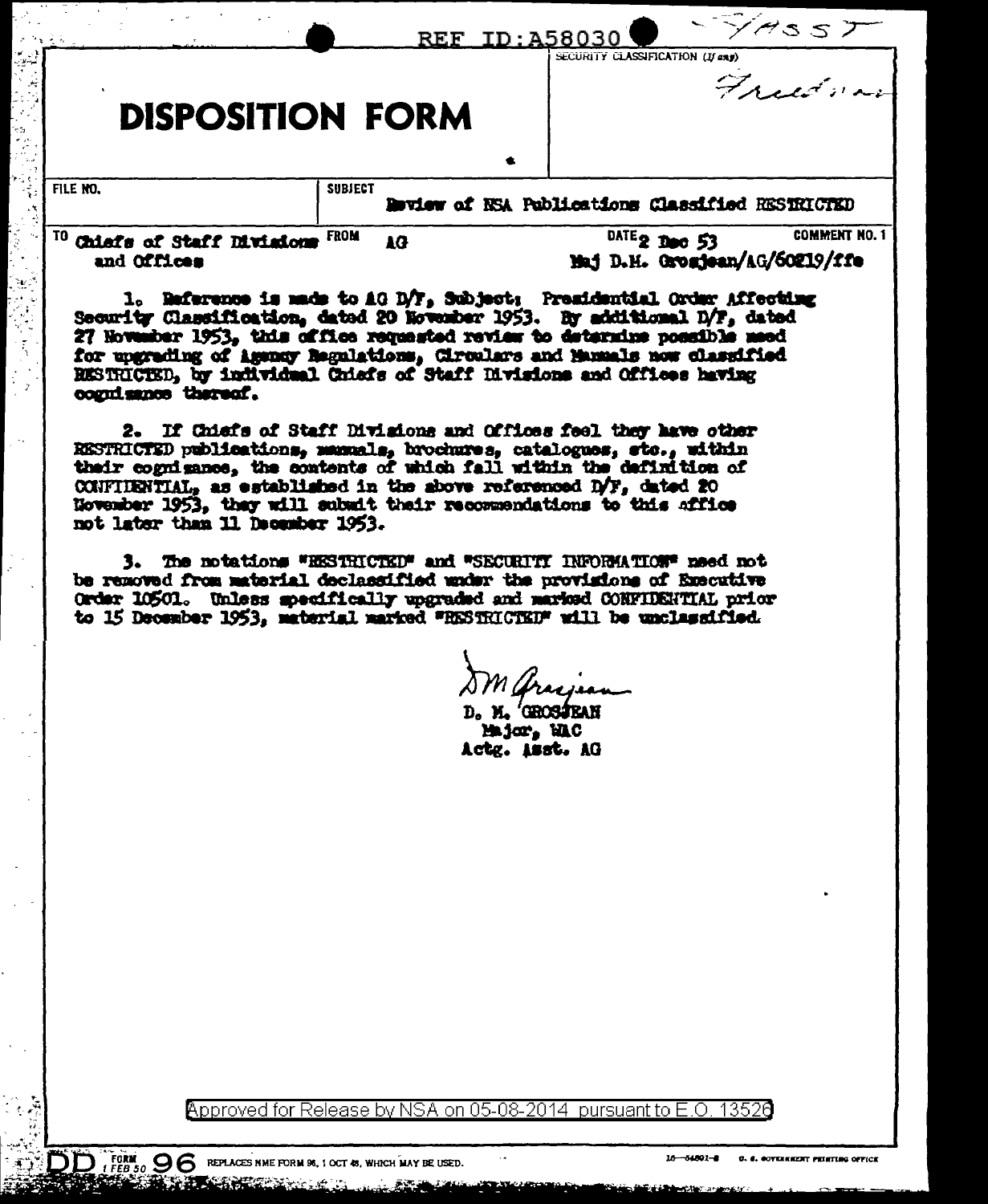REF ID:A58030

~~Y/ASST~~

SECURITY CLASSIFICATION (If any)

Friedman

# DISPOSITION FORM

| FILE NO. | SUBJECT | | |
|---|---|---|---|
| | Review of NSA Publications Classified RESTRICTED | | |
| TO Chiefs of Staff Divisions and Offices | FROM AG | DATE 2 Dec 53 Maj D.M. Grosjean/AG/60219/ffe | COMMENT NO. 1 |

1. Reference is made to AG D/F, Subject: Presidential Order Affecting Security Classification, dated 20 November 1953. By additional D/F, dated 27 November 1953, this office requested review to determine possible need for upgrading of Agency Regulations, Circulars and Manuals now classified RESTRICTED, by individual Chiefs of Staff Divisions and Offices having cognizance thereof.

2. If Chiefs of Staff Divisions and Offices feel they have other RESTRICTED publications, manuals, brochures, catalogues, etc., within their cognizance, the contents of which fall within the definition of CONFIDENTIAL, as established in the above referenced D/F, dated 20 November 1953, they will submit their recommendations to this office not later than 11 December 1953.

3. The notations "RESTRICTED" and "SECURITY INFORMATION" need not be removed from material declassified under the provisions of Executive Order 10501. Unless specifically upgraded and marked CONFIDENTIAL prior to 15 December 1953, material marked "RESTRICTED" will be unclassified.

DM Grosjean
D. M. GROSJEAN
Major, WAC
Actg. Asst. AG

Approved for Release by NSA on 05-08-2014 pursuant to E.O. 13526

DD FORM 1 FEB 50 96 REPLACES NME FORM 96, 1 OCT 48, WHICH MAY BE USED.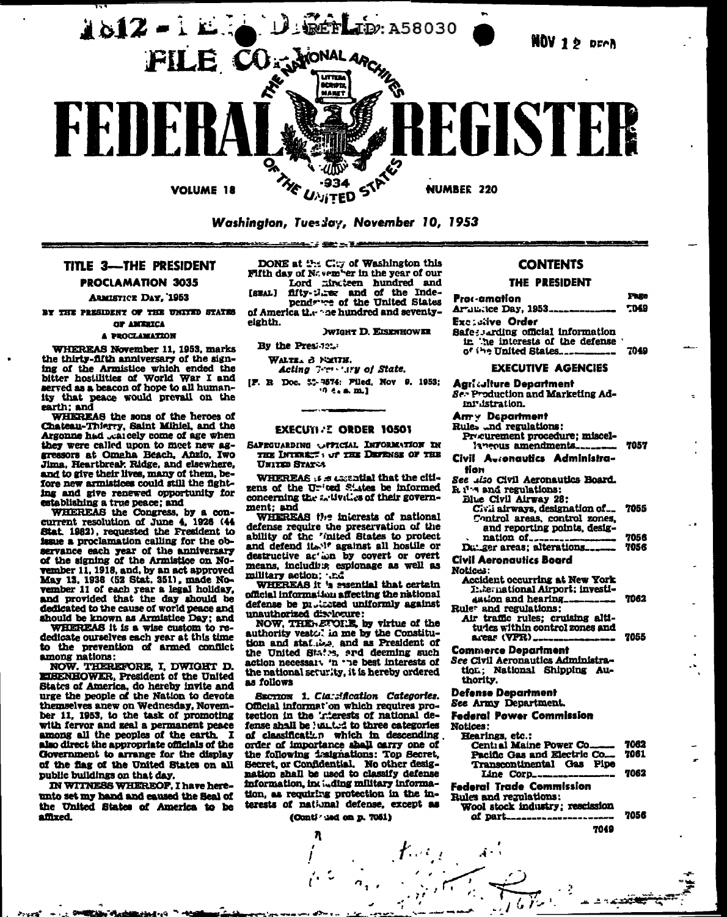# FEDERAL REGISTER

VOLUME 18 — NUMBER 220

*Washington, Tuesday, November 10, 1953*

## TITLE 3—THE PRESIDENT

### PROCLAMATION 3035

ARMISTICE DAY, 1953

BY THE PRESIDENT OF THE UNITED STATES OF AMERICA

A PROCLAMATION

WHEREAS November 11, 1953, marks the thirty-fifth anniversary of the signing of the Armistice which ended the bitter hostilities of World War I and served as a beacon of hope to all humanity that peace would prevail on the earth; and

WHEREAS the sons of the heroes of Chateau-Thierry, Saint Mihiel, and the Argonne had scarcely come of age when they were called upon to meet new aggressors at Omaha Beach, Anzio, Iwo Jima, Heartbreak Ridge, and elsewhere, and to give their lives, many of them, before new armistices could still the fighting and give renewed opportunity for establishing a true peace; and

WHEREAS the Congress, by a concurrent resolution of June 4, 1926 (44 Stat. 1982), requested the President to issue a proclamation calling for the observance each year of the anniversary of the signing of the Armistice on November 11, 1918, and, by an act approved May 13, 1938 (52 Stat. 351), made November 11 of each year a legal holiday, and provided that the day should be dedicated to the cause of world peace and should be known as Armistice Day; and

WHEREAS it is a wise custom to rededicate ourselves each year at this time to the prevention of armed conflict among nations:

NOW, THEREFORE, I, DWIGHT D. EISENHOWER, President of the United States of America, do hereby invite and urge the people of the Nation to devote themselves anew on Wednesday, November 11, 1953, to the task of promoting with fervor and zeal a permanent peace among all the peoples of the earth. I also direct the appropriate officials of the Government to arrange for the display of the flag of the United States on all public buildings on that day.

IN WITNESS WHEREOF, I have hereunto set my hand and caused the Seal of the United States of America to be affixed.

DONE at the City of Washington this Fifth day of November in the year of our Lord nineteen hundred and [SEAL] fifty-three and of the Independence of the United States of America the one hundred and seventy-eighth.

DWIGHT D. EISENHOWER

By the President:

WALTER B. SMITH,
*Acting Secretary of State.*

[F. R. Doc. 53-9574; Filed, Nov. 9, 1953; 10:44 a. m.]

### EXECUTIVE ORDER 10501

SAFEGUARDING OFFICIAL INFORMATION IN THE INTERESTS OF THE DEFENSE OF THE UNITED STATES

WHEREAS it is essential that the citizens of the United States be informed concerning the activities of their government; and

WHEREAS the interests of national defense require the preservation of the ability of the United States to protect and defend itself against all hostile or destructive action by covert or overt means, including espionage as well as military action; and

WHEREAS it is essential that certain official information affecting the national defense be protected uniformly against unauthorized disclosure:

NOW, THEREFORE, by virtue of the authority vested in me by the Constitution and statutes, and as President of the United States, and deeming such action necessary in the best interests of the national security, it is hereby ordered as follows:

SECTION 1. *Classification Categories.* Official information which requires protection in the interests of national defense shall be limited to three categories of classification which in descending order of importance shall carry one of the following designations: Top Secret, Secret, or Confidential. No other designation shall be used to classify defense information, including military information, as requiring protection in the interests of national defense, except as

(Continued on p. 7051)

## CONTENTS

### THE PRESIDENT

| | Page |
|---|---|
| **Proclamation** | |
| Armistice Day, 1953 | 7049 |
| **Executive Order** | |
| Safeguarding official information in the interests of the defense of the United States | 7049 |

### EXECUTIVE AGENCIES

| | Page |
|---|---|
| **Agriculture Department** | |
| *See* Production and Marketing Administration. | |
| **Army Department** | |
| Rules and regulations: | |
| Procurement procedure; miscellaneous amendments | 7057 |
| **Civil Aeronautics Administration** | |
| *See also* Civil Aeronautics Board. | |
| Rules and regulations: | |
| Blue Civil Airway 28: | |
| Civil airways, designation of | 7055 |
| Control areas, control zones, and reporting points, designation of | 7056 |
| Danger areas; alterations | 7056 |
| **Civil Aeronautics Board** | |
| Notices: | |
| Accident occurring at New York International Airport; investigation and hearing | 7062 |
| Rules and regulations: | |
| Air traffic rules; cruising altitudes within control zones and areas (VFR) | 7055 |
| **Commerce Department** | |
| *See* Civil Aeronautics Administration; National Shipping Authority. | |
| **Defense Department** | |
| *See* Army Department. | |
| **Federal Power Commission** | |
| Notices: | |
| Hearings, etc.: | |
| Central Maine Power Co | 7062 |
| Pacific Gas and Electric Co | 7061 |
| Transcontinental Gas Pipe Line Corp | 7062 |
| **Federal Trade Commission** | |
| Rules and regulations: | |
| Wool stock industry; rescission of part | 7056 |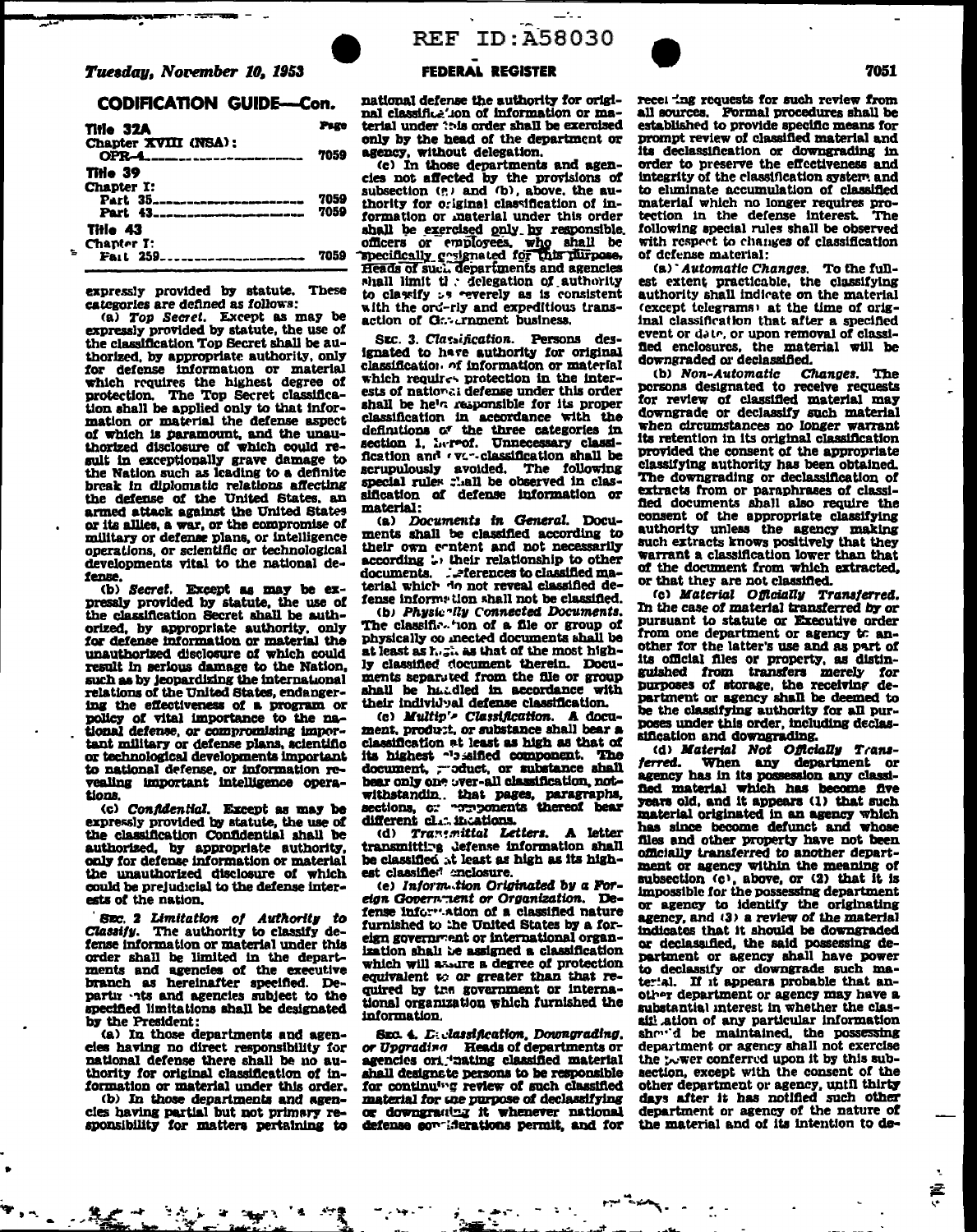## CODIFICATION GUIDE—Con.

| Title 32A | Page |
|---|---|
| Chapter XVIII (NSA): | |
| OPR-4 | 7059 |
| Title 39 | |
| Chapter I: | |
| Part 35 | 7059 |
| Part 43 | 7059 |
| Title 43 | |
| Chapter I: | |
| Part 259 | 7059 |

expressly provided by statute. These categories are defined as follows:

(a) *Top Secret.* Except as may be expressly provided by statute, the use of the classification Top Secret shall be authorized, by appropriate authority, only for defense information or material which requires the highest degree of protection. The Top Secret classification shall be applied only to that information or material the defense aspect of which is paramount, and the unauthorized disclosure of which could result in exceptionally grave damage to the Nation such as leading to a definite break in diplomatic relations affecting the defense of the United States, an armed attack against the United States or its allies, a war, or the compromise of military or defense plans, or intelligence operations, or scientific or technological developments vital to the national defense.

(b) *Secret.* Except as may be expressly provided by statute, the use of the classification Secret shall be authorized, by appropriate authority, only for defense information or material the unauthorized disclosure of which could result in serious damage to the Nation, such as by jeopardizing the international relations of the United States, endangering the effectiveness of a program or policy of vital importance to the national defense, or compromising important military or defense plans, scientific or technological developments important to national defense, or information revealing important intelligence operations.

(c) *Confidential.* Except as may be expressly provided by statute, the use of the classification Confidential shall be authorized, by appropriate authority, only for defense information or material the unauthorized disclosure of which could be prejudicial to the defense interests of the nation.

SEC. 2 *Limitation of Authority to Classify.* The authority to classify defense information or material under this order shall be limited in the departments and agencies of the executive branch as hereinafter specified. Departments and agencies subject to the specified limitations shall be designated by the President:

(a) In those departments and agencies having no direct responsibility for national defense there shall be no authority for original classification of information or material under this order.

(b) In those departments and agencies having partial but not primary responsibility for matters pertaining to national defense the authority for original classification of information or material under this order shall be exercised only by the head of the department or agency, without delegation.

(c) In those departments and agencies not affected by the provisions of subsection (a) and (b), above, the authority for original classification of information or material under this order shall be exercised only by responsible officers or employees, who shall be specifically designated for this purpose. Heads of such departments and agencies shall limit the delegation of authority to classify as severely as is consistent with the orderly and expeditious transaction of Government business.

SEC. 3. *Classification.* Persons designated to have authority for original classification of information or material which requires protection in the interests of national defense under this order shall be held responsible for its proper classification in accordance with the definitions of the three categories in section 1, hereof. Unnecessary classification and over-classification shall be scrupulously avoided. The following special rules shall be observed in classification of defense information or material:

(a) *Documents in General.* Documents shall be classified according to their own content and not necessarily according to their relationship to other documents. References to classified material which do not reveal classified defense information shall not be classified.

(b) *Physically Connected Documents.* The classification of a file or group of physically connected documents shall be at least as high as that of the most highly classified document therein. Documents separated from the file or group shall be handled in accordance with their individual defense classification.

(c) *Multiple Classification.* A document, product, or substance shall bear a classification at least as high as that of its highest classified component. The document, product, or substance shall bear only one over-all classification, notwithstanding that pages, paragraphs, sections, or components thereof bear different classifications.

(d) *Transmittal Letters.* A letter transmitting defense information shall be classified at least as high as its highest classified enclosure.

(e) *Information Originated by a Foreign Government or Organization.* Defense information of a classified nature furnished to the United States by a foreign government or international organization shall be assigned a classification which will assure a degree of protection equivalent to or greater than that required by the government or international organization which furnished the information.

SEC. 4. *Declassification, Downgrading, or Upgrading.* Heads of departments or agencies originating classified material shall designate persons to be responsible for continuing review of such classified material for the purpose of declassifying or downgrading it whenever national defense considerations permit, and for receiving requests for such review from all sources. Formal procedures shall be established to provide specific means for prompt review of classified material and its declassification or downgrading in order to preserve the effectiveness and integrity of the classification system and to eliminate accumulation of classified material which no longer requires protection in the defense interest. The following special rules shall be observed with respect to changes of classification of defense material:

(a) *Automatic Changes.* To the fullest extent practicable, the classifying authority shall indicate on the material (except telegrams) at the time of original classification that after a specified event or date, or upon removal of classified enclosures, the material will be downgraded or declassified.

(b) *Non-Automatic Changes.* The persons designated to receive requests for review of classified material may downgrade or declassify such material when circumstances no longer warrant its retention in its original classification provided the consent of the appropriate classifying authority has been obtained. The downgrading or declassification of extracts from or paraphrases of classified documents shall also require the consent of the appropriate classifying authority unless the agency making such extracts knows positively that they warrant a classification lower than that of the document from which extracted, or that they are not classified.

(c) *Material Officially Transferred.* In the case of material transferred by or pursuant to statute or Executive order from one department or agency to another for the latter's use and as part of its official files or property, as distinguished from transfers merely for purposes of storage, the receiving department or agency shall be deemed to be the classifying authority for all purposes under this order, including declassification and downgrading.

(d) *Material Not Officially Transferred.* When any department or agency has in its possession any classified material which has become five years old, and it appears (1) that such material originated in an agency which has since become defunct and whose files and other property have not been officially transferred to another department or agency within the meaning of subsection (c), above, or (2) that it is impossible for the possessing department or agency to identify the originating agency, and (3) a review of the material indicates that it should be downgraded or declassified, the said possessing department or agency shall have power to declassify or downgrade such material. If it appears probable that another department or agency may have a substantial interest in whether the classification of any particular information should be maintained, the possessing department or agency shall not exercise the power conferred upon it by this subsection, except with the consent of the other department or agency, until thirty days after it has notified such other department or agency of the nature of the material and of its intention to de-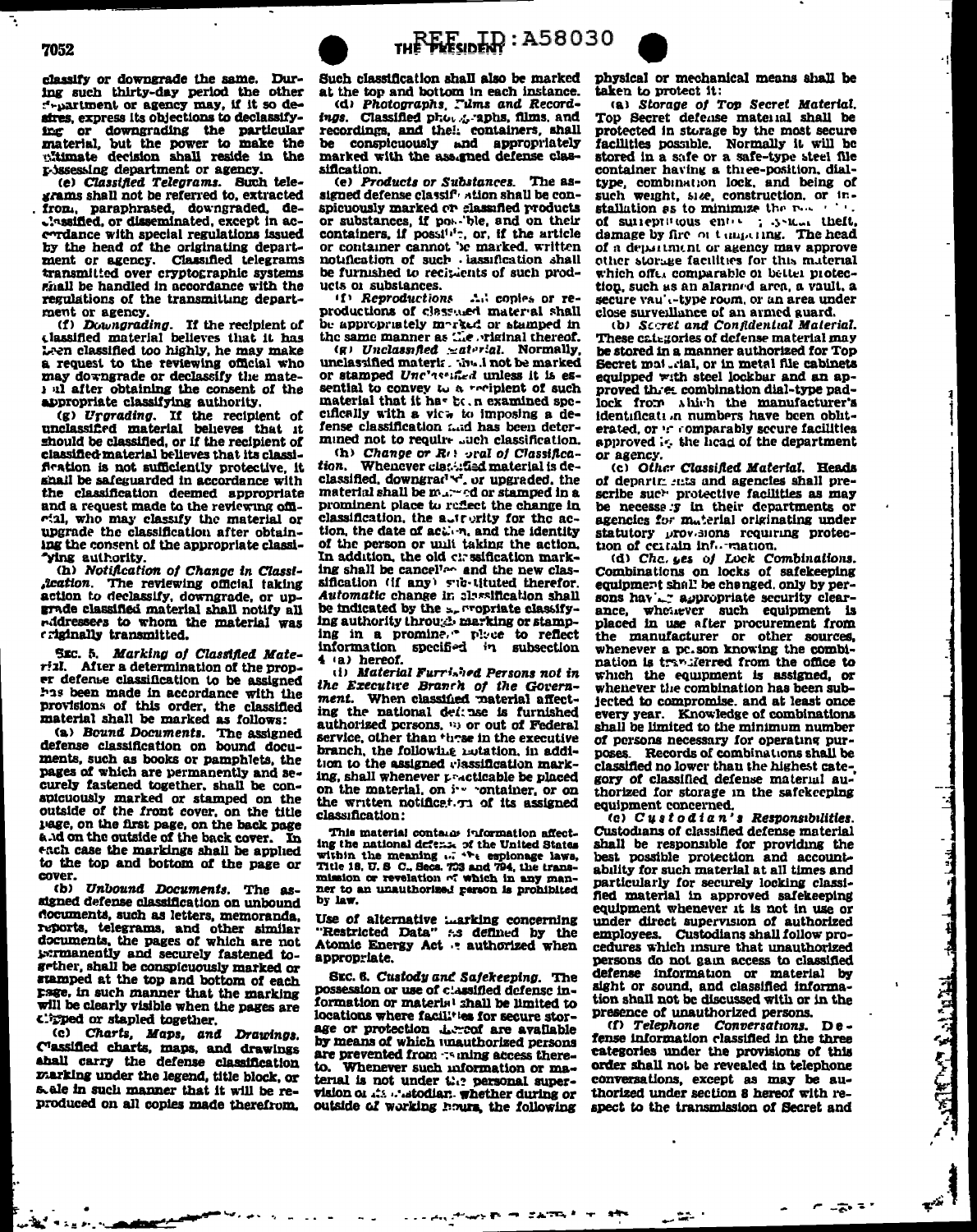classify or downgrade the same. During such thirty-day period the other department or agency may, if it so desires, express its objections to declassifying or downgrading the particular material, but the power to make the ultimate decision shall reside in the possessing department or agency.

(e) *Classified Telegrams.* Such telegrams shall not be referred to, extracted from, paraphrased, downgraded, declassified, or disseminated, except in accordance with special regulations issued by the head of the originating department or agency. Classified telegrams transmitted over cryptographic systems shall be handled in accordance with the regulations of the transmitting department or agency.

(f) *Downgrading.* If the recipient of classified material believes that it has been classified too highly, he may make a request to the reviewing official who may downgrade or declassify the material after obtaining the consent of the appropriate classifying authority.

(g) *Upgrading.* If the recipient of unclassified material believes that it should be classified, or if the recipient of classified material believes that its classification is not sufficiently protective, it shall be safeguarded in accordance with the classification deemed appropriate and a request made to the reviewing official, who may classify the material or upgrade the classification after obtaining the consent of the appropriate classifying authority.

(h) *Notification of Change in Classification.* The reviewing official taking action to declassify, downgrade, or upgrade classified material shall notify all addressees to whom the material was originally transmitted.

SEC. 5. *Marking of Classified Material.* After a determination of the proper defense classification to be assigned has been made in accordance with the provisions of this order, the classified material shall be marked as follows:

(a) *Bound Documents.* The assigned defense classification on bound documents, such as books or pamphlets, the pages of which are permanently and securely fastened together, shall be conspicuously marked or stamped on the outside of the front cover, on the title page, on the first page, on the back page and on the outside of the back cover. In each case the markings shall be applied to the top and bottom of the page or cover.

(b) *Unbound Documents.* The assigned defense classification on unbound documents, such as letters, memoranda, reports, telegrams, and other similar documents, the pages of which are not permanently and securely fastened together, shall be conspicuously marked or stamped at the top and bottom of each page, in such manner that the marking will be clearly visible when the pages are clipped or stapled together.

(c) *Charts, Maps, and Drawings.* Classified charts, maps, and drawings shall carry the defense classification marking under the legend, title block, or scale in such manner that it will be reproduced on all copies made therefrom. Such classification shall also be marked at the top and bottom in each instance.

(d) *Photographs, Films and Recordings.* Classified photographs, films, and recordings, and their containers, shall be conspicuously and appropriately marked with the assigned defense classification.

(e) *Products or Substances.* The assigned defense classification shall be conspicuously marked on classified products or substances, if possible, and on their containers, if possible, or, if the article or container cannot be marked, written notification of such classification shall be furnished to recipients of such products or substances.

(f) *Reproductions.* All copies or reproductions of classified material shall be appropriately marked or stamped in the same manner as the original thereof.

(g) *Unclassified Material.* Normally, unclassified material shall not be marked or stamped *Unclassified* unless it is essential to convey to a recipient of such material that it has been examined specifically with a view to imposing a defense classification and has been determined not to require such classification.

(h) *Change or Removal of Classification.* Whenever classified material is declassified, downgraded, or upgraded, the material shall be marked or stamped in a prominent place to reflect the change in classification, the authority for the action, the date of action, and the identity of the person or unit taking the action. In addition, the old classification marking shall be cancelled and the new classification (if any) substituted therefor. *Automatic* change in classification shall be indicated by the appropriate classifying authority through marking or stamping in a prominent place to reflect information specified in subsection 4 (a) hereof.

(i) *Material Furnished Persons not in the Executive Branch of the Government.* When classified material affecting the national defense is furnished authorized persons, in or out of Federal service, other than those in the executive branch, the following notation, in addition to the assigned classification marking, shall whenever practicable be placed on the material, on its container, or on the written notification of its assigned classification:

> This material contains information affecting the national defense of the United States within the meaning of the espionage laws, Title 18, U. S. C., Secs. 793 and 794, the transmission or revelation of which in any manner to an unauthorized person is prohibited by law.

Use of alternative marking concerning "Restricted Data" as defined by the Atomic Energy Act is authorized when appropriate.

SEC. 6. *Custody and Safekeeping.* The possession or use of classified defense information or material shall be limited to locations where facilities for secure storage or protection thereof are available by means of which unauthorized persons are prevented from gaining access thereto. Whenever such information or material is not under the personal supervision of its custodian, whether during or outside of working hours, the following physical or mechanical means shall be taken to protect it:

(a) *Storage of Top Secret Material.* Top Secret defense material shall be protected in storage by the most secure facilities possible. Normally it will be stored in a safe or a safe-type steel file container having a three-position, dial-type, combination lock, and being of such weight, size, construction, or installation as to minimize the possibility of surreptitious entry, physical theft, damage by fire or tampering. The head of a department or agency may approve other storage facilities for this material which offer comparable or better protection, such as an alarmed area, a vault, a secure vault-type room, or an area under close surveillance of an armed guard.

(b) *Secret and Confidential Material.* These categories of defense material may be stored in a manner authorized for Top Secret material, or in metal file cabinets equipped with steel lockbar and an approved three combination dial-type padlock from which the manufacturer's identification numbers have been obliterated, or in comparably secure facilities approved by the head of the department or agency.

(c) *Other Classified Material.* Heads of departments and agencies shall prescribe such protective facilities as may be necessary in their departments or agencies for material originating under statutory provisions requiring protection of certain information.

(d) *Changes of Lock Combinations.* Combinations on locks of safekeeping equipment shall be changed, only by persons having appropriate security clearance, whenever such equipment is placed in use after procurement from the manufacturer or other sources, whenever a person knowing the combination is transferred from the office to which the equipment is assigned, or whenever the combination has been subjected to compromise, and at least once every year. Knowledge of combinations shall be limited to the minimum number of persons necessary for operating purposes. Records of combinations shall be classified no lower than the highest category of classified defense material authorized for storage in the safekeeping equipment concerned.

(e) *Custodian's Responsibilities.* Custodians of classified defense material shall be responsible for providing the best possible protection and accountability for such material at all times and particularly for securely locking classified material in approved safekeeping equipment whenever it is not in use or under direct supervision of authorized employees. Custodians shall follow procedures which insure that unauthorized persons do not gain access to classified defense information or material by sight or sound, and classified information shall not be discussed with or in the presence of unauthorized persons.

(f) *Telephone Conversations.* Defense information classified in the three categories under the provisions of this order shall not be revealed in telephone conversations, except as may be authorized under section 8 hereof with respect to the transmission of Secret and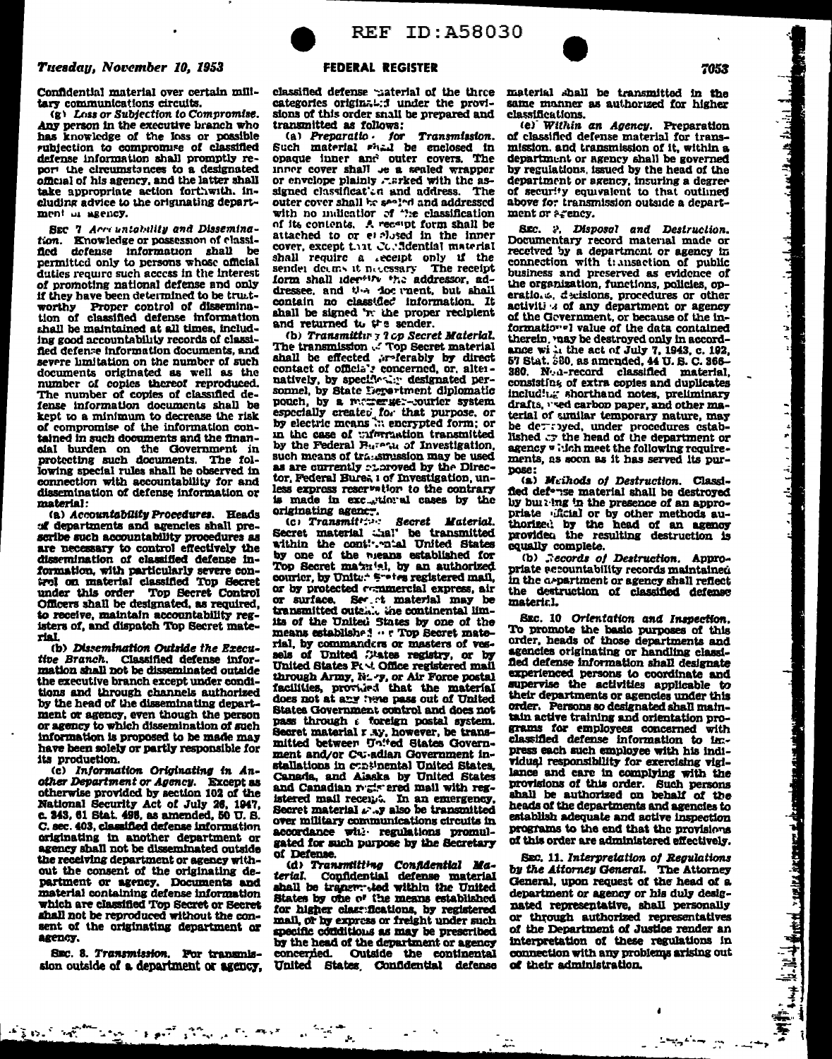Confidential material over certain military communications circuits.

(g) *Loss or Subjection to Compromise.* Any person in the executive branch who has knowledge of the loss or possible subjection to compromise of classified defense information shall promptly report the circumstances to a designated official of his agency, and the latter shall take appropriate action forthwith, including advice to the originating department or agency.

SEC 7 *Accountability and Dissemination.* Knowledge or possession of classified defense information shall be permitted only to persons whose official duties require such access in the interest of promoting national defense and only if they have been determined to be trustworthy. Proper control of dissemination of classified defense information shall be maintained at all times, including good accountability records of classified defense information documents, and severe limitation on the number of such documents originated as well as the number of copies thereof reproduced. The number of copies of classified defense information documents shall be kept to a minimum to decrease the risk of compromise of the information contained in such documents and the financial burden on the Government in protecting such documents. The following special rules shall be observed in connection with accountability for and dissemination of defense information or material:

(a) *Accountability Procedures.* Heads of departments and agencies shall prescribe such accountability procedures as are necessary to control effectively the dissemination of classified defense information, with particularly severe control on material classified Top Secret under this order. Top Secret Control Officers shall be designated, as required, to receive, maintain accountability registers of, and dispatch Top Secret material.

(b) *Dissemination Outside the Executive Branch.* Classified defense information shall not be disseminated outside the executive branch except under conditions and through channels authorized by the head of the disseminating department or agency, even though the person or agency to which dissemination of such information is proposed to be made may have been solely or partly responsible for its production.

(c) *Information Originating in Another Department or Agency.* Except as otherwise provided by section 102 of the National Security Act of July 26, 1947, c. 343, 61 Stat. 498, as amended, 50 U. S. C. sec. 403, classified defense information originating in another department or agency shall not be disseminated outside the receiving department or agency without the consent of the originating department or agency. Documents and material containing defense information which are classified Top Secret or Secret shall not be reproduced without the consent of the originating department or agency.

SEC. 8. *Transmission.* For transmission outside of a department or agency, classified defense material of the three categories originated under the provisions of this order shall be prepared and transmitted as follows:

(a) *Preparation for Transmission.* Such material shall be enclosed in opaque inner and outer covers. The inner cover shall be a sealed wrapper or envelope plainly marked with the assigned classification and address. The outer cover shall be sealed and addressed with no indication of the classification of its contents. A receipt form shall be attached to or enclosed in the inner cover, except that Confidential material shall require a receipt only if the sender deems it necessary. The receipt form shall identify the addressor, addressee, and the document, but shall contain no classified information. It shall be signed by the proper recipient and returned to the sender.

(b) *Transmitting Top Secret Material.* The transmission of Top Secret material shall be effected preferably by direct contact of officials concerned, or, alternatively, by specifically designated personnel, by State Department diplomatic pouch, by a messenger-courier system especially created for that purpose, or by electric means in encrypted form; or in the case of information transmitted by the Federal Bureau of Investigation, such means of transmission may be used as are currently approved by the Director, Federal Bureau of Investigation, unless express reservation to the contrary is made in exceptional cases by the originating agency.

(c) *Transmitting Secret Material.* Secret material shall be transmitted within the continental United States by one of the means established for Top Secret material, by an authorized courier, by United States registered mail, or by protected commercial express, air or surface. Secret material may be transmitted outside the continental limits of the United States by one of the means established for Top Secret material, by commanders or masters of vessels of United States registry, or by United States Post Office registered mail through Army, Navy, or Air Force postal facilities, provided that the material does not at any time pass out of United States Government control and does not pass through a foreign postal system. Secret material may, however, be transmitted between United States Government and/or Canadian Government installations in continental United States, Canada, and Alaska by United States and Canadian registered mail with registered mail receipt. In an emergency, Secret material may also be transmitted over military communications circuits in accordance with regulations promulgated for such purpose by the Secretary of Defense.

(d) *Transmitting Confidential Material.* Confidential defense material shall be transmitted within the United States by one of the means established for higher classifications, by registered mail, or by express or freight under such specific conditions as may be prescribed by the head of the department or agency concerned. Outside the continental United States, Confidential defense material shall be transmitted in the same manner as authorized for higher classifications.

(e) *Within an Agency.* Preparation of classified defense material for transmission, and transmission of it, within a department or agency shall be governed by regulations, issued by the head of the department or agency, insuring a degree of security equivalent to that outlined above for transmission outside a department or agency.

SEC. 9. *Disposal and Destruction.* Documentary record material made or received by a department or agency in connection with transaction of public business and preserved as evidence of the organization, functions, policies, operations, decisions, procedures or other activities of any department or agency of the Government, or because of the informational value of the data contained therein, may be destroyed only in accordance with the act of July 7, 1943, c. 192, 57 Stat. 380, as amended, 44 U. S. C. 366–380. Non-record classified material, consisting of extra copies and duplicates including shorthand notes, preliminary drafts, used carbon paper, and other material of similar temporary nature, may be destroyed, under procedures established by the head of the department or agency which meet the following requirements, as soon as it has served its purpose:

(a) *Methods of Destruction.* Classified defense material shall be destroyed by burning in the presence of an appropriate official or by other methods authorized by the head of an agency provided the resulting destruction is equally complete.

(b) *Records of Destruction.* Appropriate accountability records maintained in the department or agency shall reflect the destruction of classified defense material.

SEC. 10 *Orientation and Inspection.* To promote the basic purposes of this order, heads of those departments and agencies originating or handling classified defense information shall designate experienced persons to coordinate and supervise the activities applicable to their departments or agencies under this order. Persons so designated shall maintain active training and orientation programs for employees concerned with classified defense information to impress each such employee with his individual responsibility for exercising vigilance and care in complying with the provisions of this order. Such persons shall be authorized on behalf of the heads of the departments and agencies to establish adequate and active inspection programs to the end that the provisions of this order are administered effectively.

SEC. 11. *Interpretation of Regulations by the Attorney General.* The Attorney General, upon request of the head of a department or agency or his duly designated representative, shall personally or through authorized representatives of the Department of Justice render an interpretation of these regulations in connection with any problems arising out of their administration.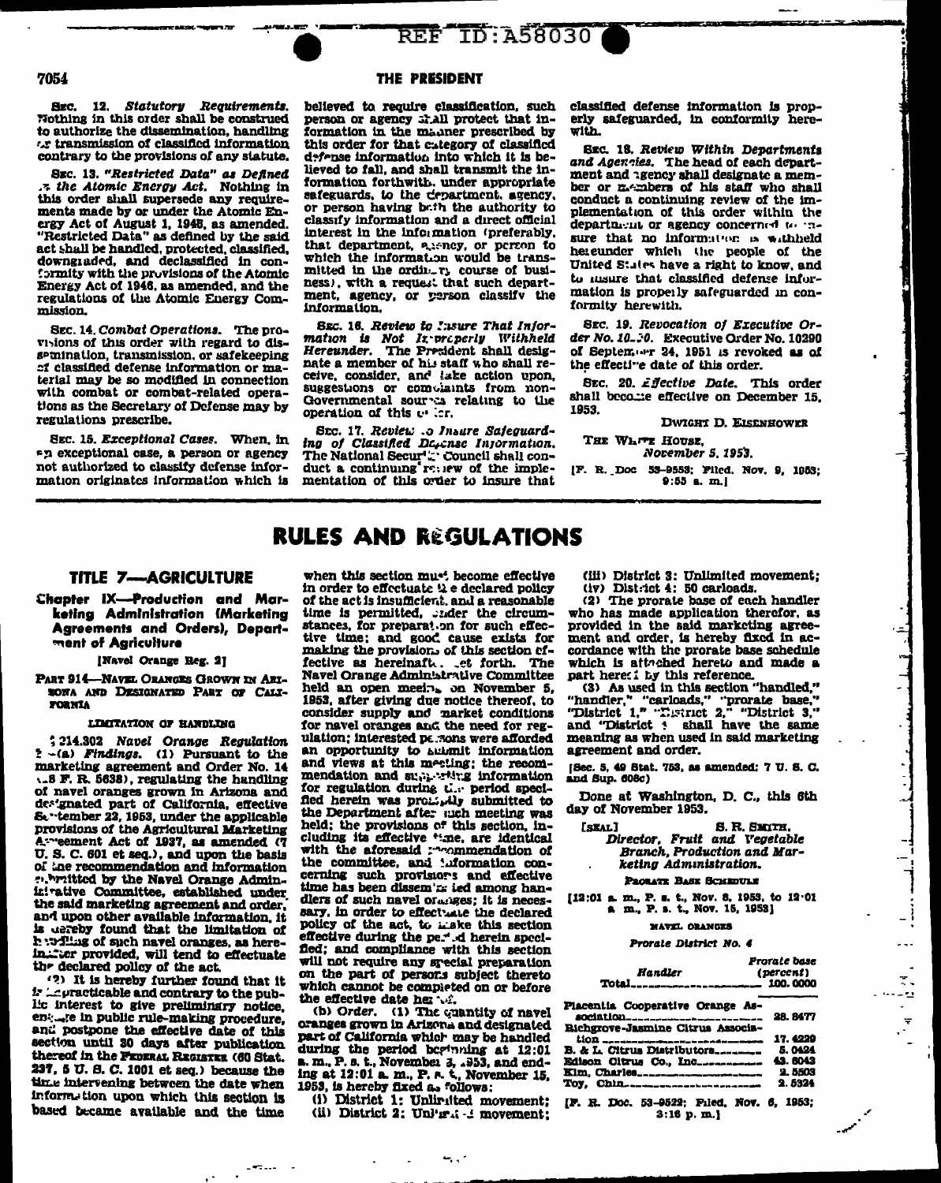REF ID:A58030

THE PRESIDENT

SEC. 12. *Statutory Requirements.* Nothing in this order shall be construed to authorize the dissemination, handling or transmission of classified information contrary to the provisions of any statute.

SEC. 13. *"Restricted Data" as Defined in the Atomic Energy Act.* Nothing in this order shall supersede any requirements made by or under the Atomic Energy Act of August 1, 1946, as amended. "Restricted Data" as defined by the said act shall be handled, protected, classified, downgraded, and declassified in conformity with the provisions of the Atomic Energy Act of 1946, as amended, and the regulations of the Atomic Energy Commission.

SEC. 14. *Combat Operations.* The provisions of this order with regard to dissemination, transmission, or safekeeping of classified defense information or material may be so modified in connection with combat or combat-related operations as the Secretary of Defense may by regulations prescribe.

SEC. 15. *Exceptional Cases.* When, in an exceptional case, a person or agency not authorized to classify defense information originates information which is believed to require classification, such person or agency shall protect that information in the manner prescribed by this order for that category of classified defense information into which it is believed to fall, and shall transmit the information forthwith, under appropriate safeguards, to the department, agency, or person having both the authority to classify information and a direct official interest in the information (preferably, that department, agency, or person to which the information would be transmitted in the ordinary course of business), with a request that such department, agency, or person classify the information.

SEC. 16. *Review to Insure That Information is Not Improperly Withheld Hereunder.* The President shall designate a member of his staff who shall receive, consider, and take action upon, suggestions or complaints from non-Governmental sources relating to the operation of this order.

SEC. 17. *Review to Insure Safeguarding of Classified Defense Information.* The National Security Council shall conduct a continuing review of the implementation of this order to insure that classified defense information is properly safeguarded, in conformity herewith.

SEC. 18. *Review Within Departments and Agencies.* The head of each department and agency shall designate a member or members of his staff who shall conduct a continuing review of the implementation of this order within the department or agency concerned to insure that no information is withheld hereunder which the people of the United States have a right to know, and to insure that classified defense information is properly safeguarded in conformity herewith.

SEC. 19. *Revocation of Executive Order No. 10290.* Executive Order No. 10290 of September 24, 1951 is revoked as of the effective date of this order.

SEC. 20. *Effective Date.* This order shall become effective on December 15, 1953.

DWIGHT D. EISENHOWER

THE WHITE HOUSE,
*November 5, 1953.*

[F. R. Doc. 53-9553; Filed, Nov. 9, 1953; 9:55 a. m.]

# RULES AND REGULATIONS

## TITLE 7—AGRICULTURE

### Chapter IX—Production and Marketing Administration (Marketing Agreements and Orders), Department of Agriculture

[Navel Orange Reg. 2]

PART 914—NAVEL ORANGES GROWN IN ARIZONA AND DESIGNATED PART OF CALIFORNIA

LIMITATION OF HANDLING

§ 914.302 *Navel Orange Regulation 2*—(a) *Findings.* (1) Pursuant to the marketing agreement and Order No. 14 (18 F. R. 5638), regulating the handling of navel oranges grown in Arizona and designated part of California, effective September 22, 1953, under the applicable provisions of the Agricultural Marketing Agreement Act of 1937, as amended (7 U. S. C. 601 et seq.), and upon the basis of the recommendation and information submitted by the Navel Orange Administrative Committee, established under the said marketing agreement and order, and upon other available information, it is hereby found that the limitation of handling of such navel oranges, as hereinafter provided, will tend to effectuate the declared policy of the act.

(2) It is hereby further found that it is impracticable and contrary to the public interest to give preliminary notice, engage in public rule-making procedure, and postpone the effective date of this section until 30 days after publication thereof in the FEDERAL REGISTER (60 Stat. 237, 5 U. S. C. 1001 et seq.) because the time intervening between the date when information upon which this section is based became available and the time when this section must become effective in order to effectuate the declared policy of the act is insufficient, and a reasonable time is permitted, under the circumstances, for preparation for such effective time; and good cause exists for making the provisions of this section effective as hereinafter set forth. The Navel Orange Administrative Committee held an open meeting on November 5, 1953, after giving due notice thereof, to consider supply and market conditions for navel oranges and the need for regulation; interested persons were afforded an opportunity to submit information and views at this meeting; the recommendation and supporting information for regulation during the period specified herein was promptly submitted to the Department after such meeting was held; the provisions of this section, including its effective time, are identical with the aforesaid recommendation of the committee, and information concerning such provisions and effective time has been disseminated among handlers of such navel oranges; it is necessary, in order to effectuate the declared policy of the act, to make this section effective during the period herein specified; and compliance with this section will not require any special preparation on the part of persons subject thereto which cannot be completed on or before the effective date hereof.

(b) *Order.* (1) The quantity of navel oranges grown in Arizona and designated part of California which may be handled during the period beginning at 12:01 a. m., P. s. t., November 8, 1953, and ending at 12:01 a. m., P. s. t., November 15, 1953, is hereby fixed as follows:

(i) District 1: Unlimited movement;
(ii) District 2: Unlimited movement;
(iii) District 3: Unlimited movement;
(iv) District 4: 50 carloads.

(2) The prorate base of each handler who has made application therefor, as provided in the said marketing agreement and order, is hereby fixed in accordance with the prorate base schedule which is attached hereto and made a part hereof by this reference.

(3) As used in this section "handled," "handler," "carloads," "prorate base," "District 1," "District 2," "District 3," and "District 4" shall have the same meaning as when used in said marketing agreement and order.

(Sec. 5, 49 Stat. 753, as amended; 7 U. S. C. and Sup. 608c)

Done at Washington, D. C., this 6th day of November 1953.

[SEAL] S. R. SMITH,
*Director, Fruit and Vegetable Branch, Production and Marketing Administration.*

PRORATE BASE SCHEDULE

[12:01 a. m., P. s. t., Nov. 8, 1953, to 12:01 a. m., P. s. t., Nov. 15, 1953]

NAVEL ORANGES

*Prorate District No. 4*

| *Handler* | *Prorate base (percent)* |
|---|---|
| Total | 100.0000 |
| Placentia Cooperative Orange Association | 28.8477 |
| Richgrove-Jasmine Citrus Association | 17.4229 |
| B. & L. Citrus Distributors | 5.0424 |
| Edison Citrus Co., Inc. | 43.8043 |
| Kim, Charles | 2.5503 |
| Toy, Chin | 2.5324 |

[F. R. Doc. 53-9529; Filed, Nov. 6, 1953; 3:16 p. m.]